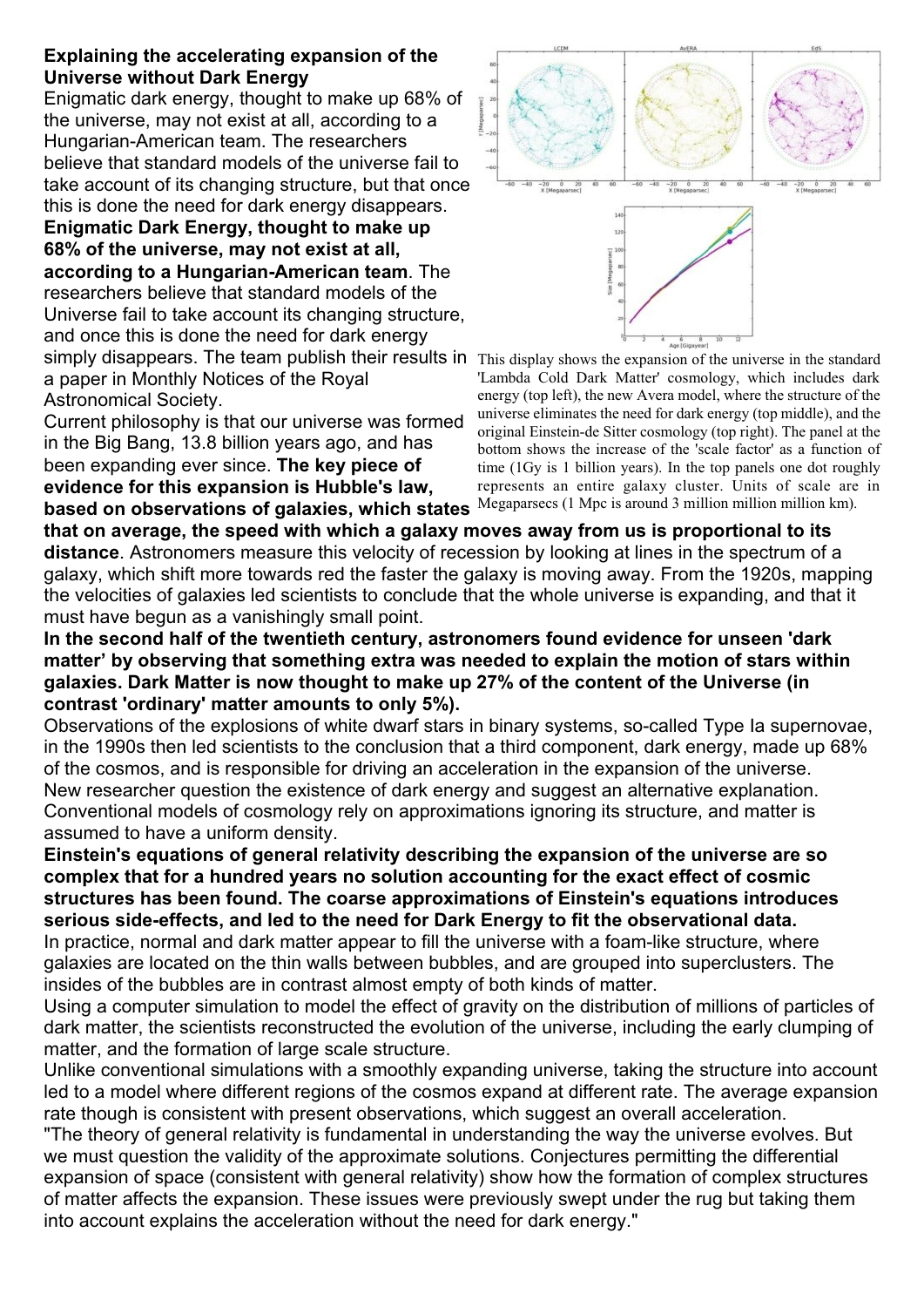**Explaining the accelerating expansion of the Universe without Dark Energy**

Enigmatic dark energy, thought to make up 68% of the universe, may not exist at all, according to a Hungarian-American team. The researchers believe that standard models of the universe fail to take account of its changing structure, but that once this is done the need for dark energy disappears.

**Enigmatic Dark Energy, thought to make up 68% of the universe, may not exist at all, according to a Hungarian-American team**. The researchers believe that standard models of the Universe fail to take account its changing structure, and once this is done the need for dark energy simply disappears. The team publish their results in a paper in Monthly Notices of the Royal Astronomical Society.

This display shows the expansion of the universe in the standard 'Lambda Cold Dark Matter' cosmology, which includes dark energy (top left), the new Avera model, where the structure of the universe eliminates the need for dark energy (top middle), and the original Einstein-de Sitter cosmology (top right). The panel at the bottom shows the increase of the 'scale factor' as a function of time (1Gy is 1 billion years). In the top panels one dot roughly represents an entire galaxy cluster. Units of scale are in Megaparsecs (1 Mpc is around 3 million million million km).

Current philosophy is that our universe was formed in the Big Bang, 13.8 billion years ago, and has been expanding ever since. **The key piece of evidence for this expansion is Hubble's law, based on observations of galaxies, which states that on average, the speed with which a galaxy moves away from us is proportional to its distance**. Astronomers measure this velocity of recession by looking at lines in the spectrum of a galaxy, which shift more towards red the faster the galaxy is moving away. From the 1920s, mapping the velocities of galaxies led scientists to conclude that the whole universe is expanding, and that it must have begun as a vanishingly small point.

**In the second half of the twentieth century, astronomers found evidence for unseen 'dark matter' by observing that something extra was needed to explain the motion of stars within galaxies. Dark Matter is now thought to make up 27% of the content of the Universe (in contrast 'ordinary' matter amounts to only 5%).**

Observations of the explosions of white dwarf stars in binary systems, so-called Type Ia supernovae, in the 1990s then led scientists to the conclusion that a third component, dark energy, made up 68% of the cosmos, and is responsible for driving an acceleration in the expansion of the universe.

New researcher question the existence of dark energy and suggest an alternative explanation. Conventional models of cosmology rely on approximations ignoring its structure, and matter is assumed to have a uniform density.

**Einstein's equations of general relativity describing the expansion of the universe are so complex that for a hundred years no solution accounting for the exact effect of cosmic structures has been found. The coarse approximations of Einstein's equations introduces serious side-effects, and led to the need for Dark Energy to fit the observational data.**

In practice, normal and dark matter appear to fill the universe with a foam-like structure, where galaxies are located on the thin walls between bubbles, and are grouped into superclusters. The insides of the bubbles are in contrast almost empty of both kinds of matter.

Using a computer simulation to model the effect of gravity on the distribution of millions of particles of dark matter, the scientists reconstructed the evolution of the universe, including the early clumping of matter, and the formation of large scale structure.

Unlike conventional simulations with a smoothly expanding universe, taking the structure into account led to a model where different regions of the cosmos expand at different rate. The average expansion rate though is consistent with present observations, which suggest an overall acceleration.

"The theory of general relativity is fundamental in understanding the way the universe evolves. But we must question the validity of the approximate solutions. Conjectures permitting the differential expansion of space (consistent with general relativity) show how the formation of complex structures of matter affects the expansion. These issues were previously swept under the rug but taking them into account explains the acceleration without the need for dark energy."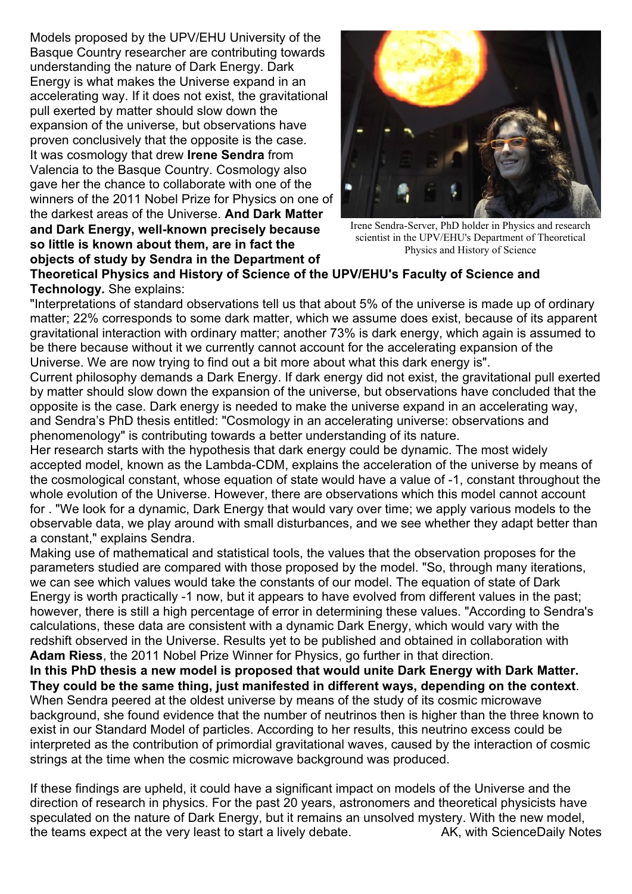Models proposed by the UPV/EHU University of the Basque Country researcher are contributing towards understanding the nature of Dark Energy. Dark Energy is what makes the Universe expand in an accelerating way. If it does not exist, the gravitational pull exerted by matter should slow down the expansion of the universe, but observations have proven conclusively that the opposite is the case. It was cosmology that drew **Irene Sendra** from Valencia to the Basque Country. Cosmology also gave her the chance to collaborate with one of the winners of the 2011 Nobel Prize for Physics on one of the darkest areas of the Universe. **And Dark Matter and Dark Energy, well-known precisely because so little is known about them, are in fact the objects of study by Sendra in the Department of Theoretical Physics and History of Science of the UPV/EHU's Faculty of Science and Technology.** She explains:

Irene Sendra-Server, PhD holder in Physics and research scientist in the UPV/EHU's Department of Theoretical Physics and History of Science

"Interpretations of standard observations tell us that about 5% of the universe is made up of ordinary matter; 22% corresponds to some dark matter, which we assume does exist, because of its apparent gravitational interaction with ordinary matter; another 73% is dark energy, which again is assumed to be there because without it we currently cannot account for the accelerating expansion of the Universe. We are now trying to find out a bit more about what this dark energy is".

Current philosophy demands a Dark Energy. If dark energy did not exist, the gravitational pull exerted by matter should slow down the expansion of the universe, but observations have concluded that the opposite is the case. Dark energy is needed to make the universe expand in an accelerating way, and Sendra's PhD thesis entitled: "Cosmology in an accelerating universe: observations and phenomenology" is contributing towards a better understanding of its nature.

Her research starts with the hypothesis that dark energy could be dynamic. The most widely accepted model, known as the Lambda-CDM, explains the acceleration of the universe by means of the cosmological constant, whose equation of state would have a value of -1, constant throughout the whole evolution of the Universe. However, there are observations which this model cannot account for . "We look for a dynamic, Dark Energy that would vary over time; we apply various models to the observable data, we play around with small disturbances, and we see whether they adapt better than a constant," explains Sendra.

Making use of mathematical and statistical tools, the values that the observation proposes for the parameters studied are compared with those proposed by the model. "So, through many iterations, we can see which values would take the constants of our model. The equation of state of Dark Energy is worth practically -1 now, but it appears to have evolved from different values in the past; however, there is still a high percentage of error in determining these values. "According to Sendra's calculations, these data are consistent with a dynamic Dark Energy, which would vary with the redshift observed in the Universe. Results yet to be published and obtained in collaboration with **Adam Riess**, the 2011 Nobel Prize Winner for Physics, go further in that direction.

**In this PhD thesis a new model is proposed that would unite Dark Energy with Dark Matter. They could be the same thing, just manifested in different ways, depending on the context**. When Sendra peered at the oldest universe by means of the study of its cosmic microwave background, she found evidence that the number of neutrinos then is higher than the three known to exist in our Standard Model of particles. According to her results, this neutrino excess could be interpreted as the contribution of primordial gravitational waves, caused by the interaction of cosmic strings at the time when the cosmic microwave background was produced.

If these findings are upheld, it could have a significant impact on models of the Universe and the direction of research in physics. For the past 20 years, astronomers and theoretical physicists have speculated on the nature of Dark Energy, but it remains an unsolved mystery. With the new model, the teams expect at the very least to start a lively debate.

AK, with ScienceDaily Notes